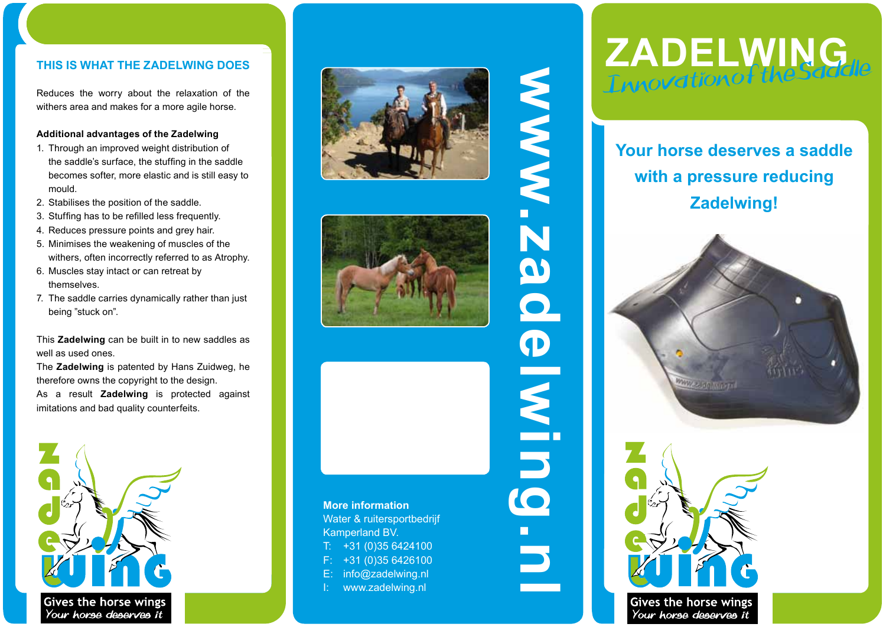## THIS IS WHAT THE ZADELWING DOES

Reduces the worry about the relaxation of the withers area and makes for a more agile horse.

**Additional advantages of the Zadelwing**

1. Through an improved weight distribution of the saddle's surface, the stuffing in the saddle becomes softer, more elastic and is still easy to mould.
2. Stabilises the position of the saddle.
3. Stuffing has to be refilled less frequently.
4. Reduces pressure points and grey hair.
5. Minimises the weakening of muscles of the withers, often incorrectly referred to as Atrophy.
6. Muscles stay intact or can retreat by themselves.
7. The saddle carries dynamically rather than just being "stuck on".

This **Zadelwing** can be built in to new saddles as well as used ones.
The **Zadelwing** is patented by Hans Zuidweg, he therefore owns the copyright to the design.
As a result **Zadelwing** is protected against imitations and bad quality counterfeits.

Zadelwing

Gives the horse wings
*Your horse deserves it*

**More information**
Water & ruitersportbedrijf
Kamperland BV.
T: +31 (0)35 6424100
F: +31 (0)35 6426100
E: info@zadelwing.nl
I: www.zadelwing.nl

www.zadelwing.nl

# ZADELWING
*Innovation of the Saddle*

## Your horse deserves a saddle with a pressure reducing Zadelwing!

Zadelwing

Gives the horse wings
*Your horse deserves it*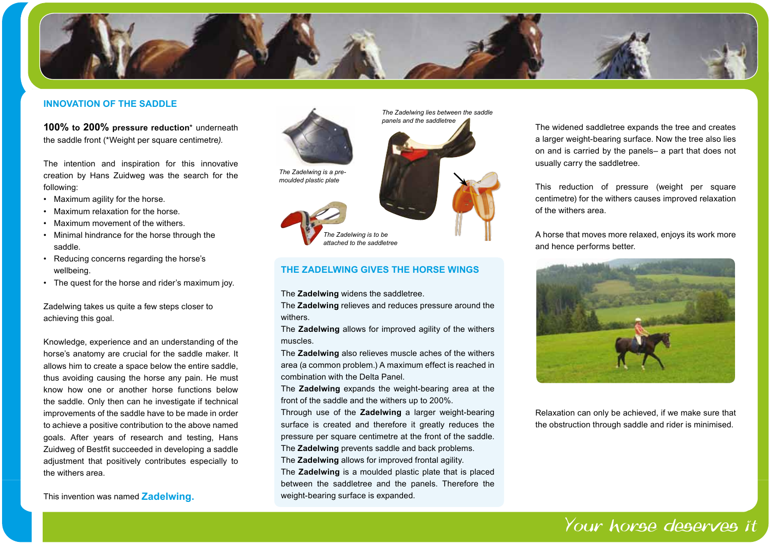## INNOVATION OF THE SADDLE

**100% to 200% pressure reduction*** underneath the saddle front (*Weight per square centimetre).

The intention and inspiration for this innovative creation by Hans Zuidweg was the search for the following:

- Maximum agility for the horse.
- Maximum relaxation for the horse.
- Maximum movement of the withers.
- Minimal hindrance for the horse through the saddle.
- Reducing concerns regarding the horse's wellbeing.
- The quest for the horse and rider's maximum joy.

Zadelwing takes us quite a few steps closer to achieving this goal.

Knowledge, experience and an understanding of the horse's anatomy are crucial for the saddle maker. It allows him to create a space below the entire saddle, thus avoiding causing the horse any pain. He must know how one or another horse functions below the saddle. Only then can he investigate if technical improvements of the saddle have to be made in order to achieve a positive contribution to the above named goals. After years of research and testing, Hans Zuidweg of Bestfit succeeded in developing a saddle adjustment that positively contributes especially to the withers area.

This invention was named **Zadelwing.**

*The Zadelwing is a pre-moulded plastic plate*

*The Zadelwing lies between the saddle panels and the saddletree*

*The Zadelwing is to be attached to the saddletree*

## THE ZADELWING GIVES THE HORSE WINGS

The **Zadelwing** widens the saddletree.
The **Zadelwing** relieves and reduces pressure around the withers.
The **Zadelwing** allows for improved agility of the withers muscles.
The **Zadelwing** also relieves muscle aches of the withers area (a common problem.) A maximum effect is reached in combination with the Delta Panel.
The **Zadelwing** expands the weight-bearing area at the front of the saddle and the withers up to 200%.
Through use of the **Zadelwing** a larger weight-bearing surface is created and therefore it greatly reduces the pressure per square centimetre at the front of the saddle.
The **Zadelwing** prevents saddle and back problems.
The **Zadelwing** allows for improved frontal agility.
The **Zadelwing** is a moulded plastic plate that is placed between the saddletree and the panels. Therefore the weight-bearing surface is expanded.

The widened saddletree expands the tree and creates a larger weight-bearing surface. Now the tree also lies on and is carried by the panels– a part that does not usually carry the saddletree.

This reduction of pressure (weight per square centimetre) for the withers causes improved relaxation of the withers area.

A horse that moves more relaxed, enjoys its work more and hence performs better.

Relaxation can only be achieved, if we make sure that the obstruction through saddle and rider is minimised.

*Your horse deserves it*